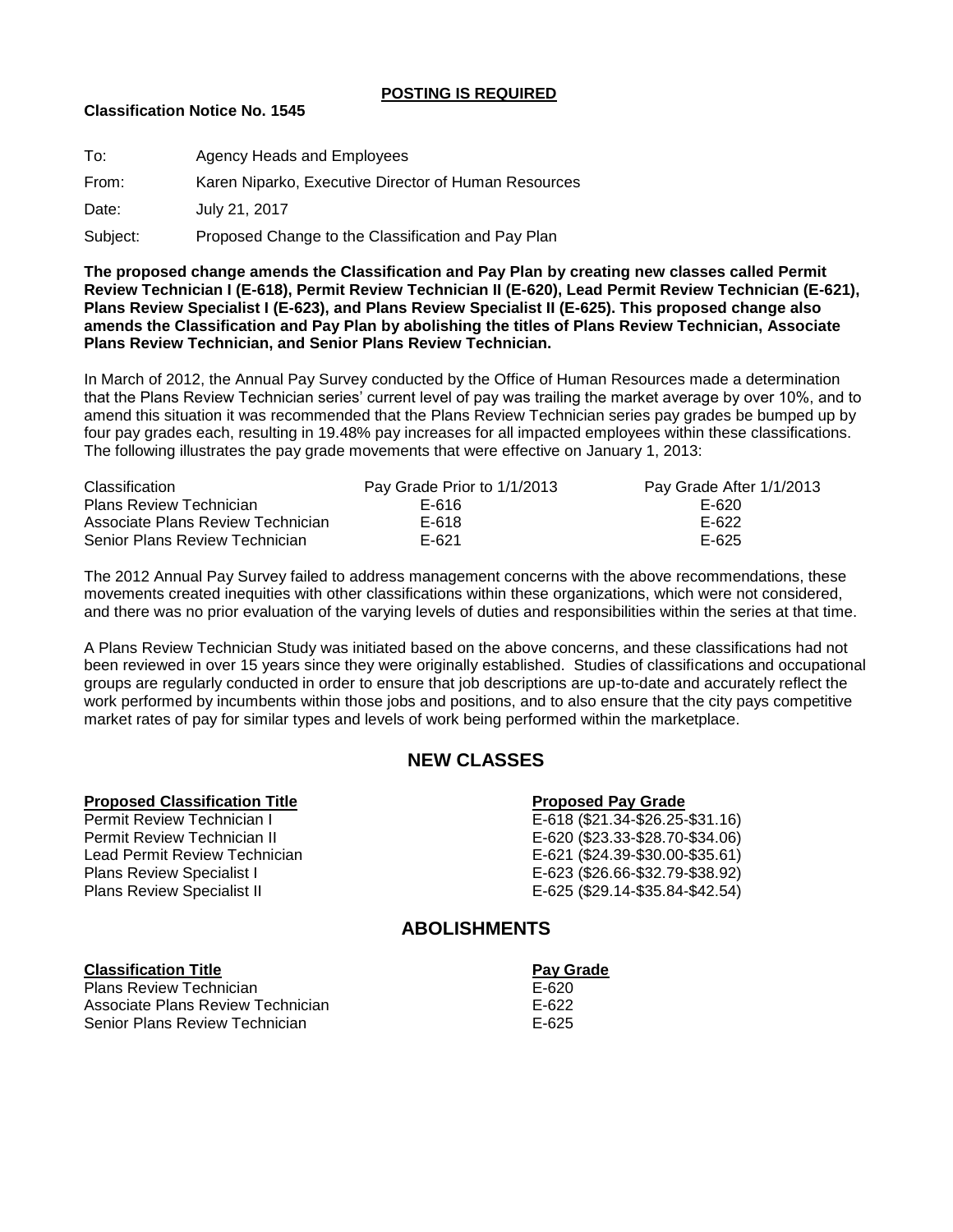**POSTING IS REQUIRED**

**Classification Notice No. 1545**

To: Agency Heads and Employees

From: Karen Niparko, Executive Director of Human Resources

Date: July 21, 2017

Subject: Proposed Change to the Classification and Pay Plan

**The proposed change amends the Classification and Pay Plan by creating new classes called Permit Review Technician I (E-618), Permit Review Technician II (E-620), Lead Permit Review Technician (E-621), Plans Review Specialist I (E-623), and Plans Review Specialist II (E-625). This proposed change also amends the Classification and Pay Plan by abolishing the titles of Plans Review Technician, Associate Plans Review Technician, and Senior Plans Review Technician.**

In March of 2012, the Annual Pay Survey conducted by the Office of Human Resources made a determination that the Plans Review Technician series' current level of pay was trailing the market average by over 10%, and to amend this situation it was recommended that the Plans Review Technician series pay grades be bumped up by four pay grades each, resulting in 19.48% pay increases for all impacted employees within these classifications. The following illustrates the pay grade movements that were effective on January 1, 2013:

| Classification | Pay Grade Prior to 1/1/2013 | Pay Grade After 1/1/2013 |
|---|---|---|
| Plans Review Technician | E-616 | E-620 |
| Associate Plans Review Technician | E-618 | E-622 |
| Senior Plans Review Technician | E-621 | E-625 |

The 2012 Annual Pay Survey failed to address management concerns with the above recommendations, these movements created inequities with other classifications within these organizations, which were not considered, and there was no prior evaluation of the varying levels of duties and responsibilities within the series at that time.

A Plans Review Technician Study was initiated based on the above concerns, and these classifications had not been reviewed in over 15 years since they were originally established. Studies of classifications and occupational groups are regularly conducted in order to ensure that job descriptions are up-to-date and accurately reflect the work performed by incumbents within those jobs and positions, and to also ensure that the city pays competitive market rates of pay for similar types and levels of work being performed within the marketplace.

## NEW CLASSES

| Proposed Classification Title | Proposed Pay Grade |
|---|---|
| Permit Review Technician I | E-618 ($21.34-$26.25-$31.16) |
| Permit Review Technician II | E-620 ($23.33-$28.70-$34.06) |
| Lead Permit Review Technician | E-621 ($24.39-$30.00-$35.61) |
| Plans Review Specialist I | E-623 ($26.66-$32.79-$38.92) |
| Plans Review Specialist II | E-625 ($29.14-$35.84-$42.54) |

## ABOLISHMENTS

| Classification Title | Pay Grade |
|---|---|
| Plans Review Technician | E-620 |
| Associate Plans Review Technician | E-622 |
| Senior Plans Review Technician | E-625 |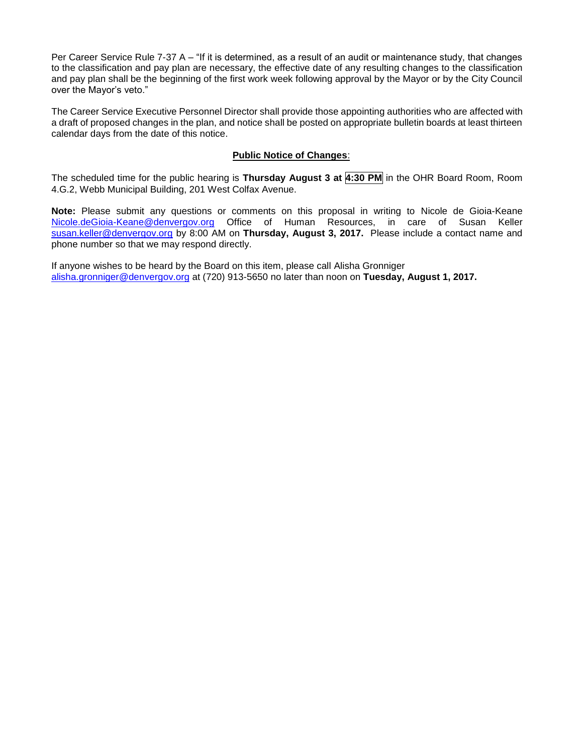Per Career Service Rule 7-37 A – "If it is determined, as a result of an audit or maintenance study, that changes to the classification and pay plan are necessary, the effective date of any resulting changes to the classification and pay plan shall be the beginning of the first work week following approval by the Mayor or by the City Council over the Mayor's veto."

The Career Service Executive Personnel Director shall provide those appointing authorities who are affected with a draft of proposed changes in the plan, and notice shall be posted on appropriate bulletin boards at least thirteen calendar days from the date of this notice.

**Public Notice of Changes**:

The scheduled time for the public hearing is **Thursday August 3 at 4:30 PM** in the OHR Board Room, Room 4.G.2, Webb Municipal Building, 201 West Colfax Avenue.

**Note:** Please submit any questions or comments on this proposal in writing to Nicole de Gioia-Keane Nicole.deGioia-Keane@denvergov.org Office of Human Resources, in care of Susan Keller susan.keller@denvergov.org by 8:00 AM on **Thursday, August 3, 2017.** Please include a contact name and phone number so that we may respond directly.

If anyone wishes to be heard by the Board on this item, please call Alisha Gronniger alisha.gronniger@denvergov.org at (720) 913-5650 no later than noon on **Tuesday, August 1, 2017.**